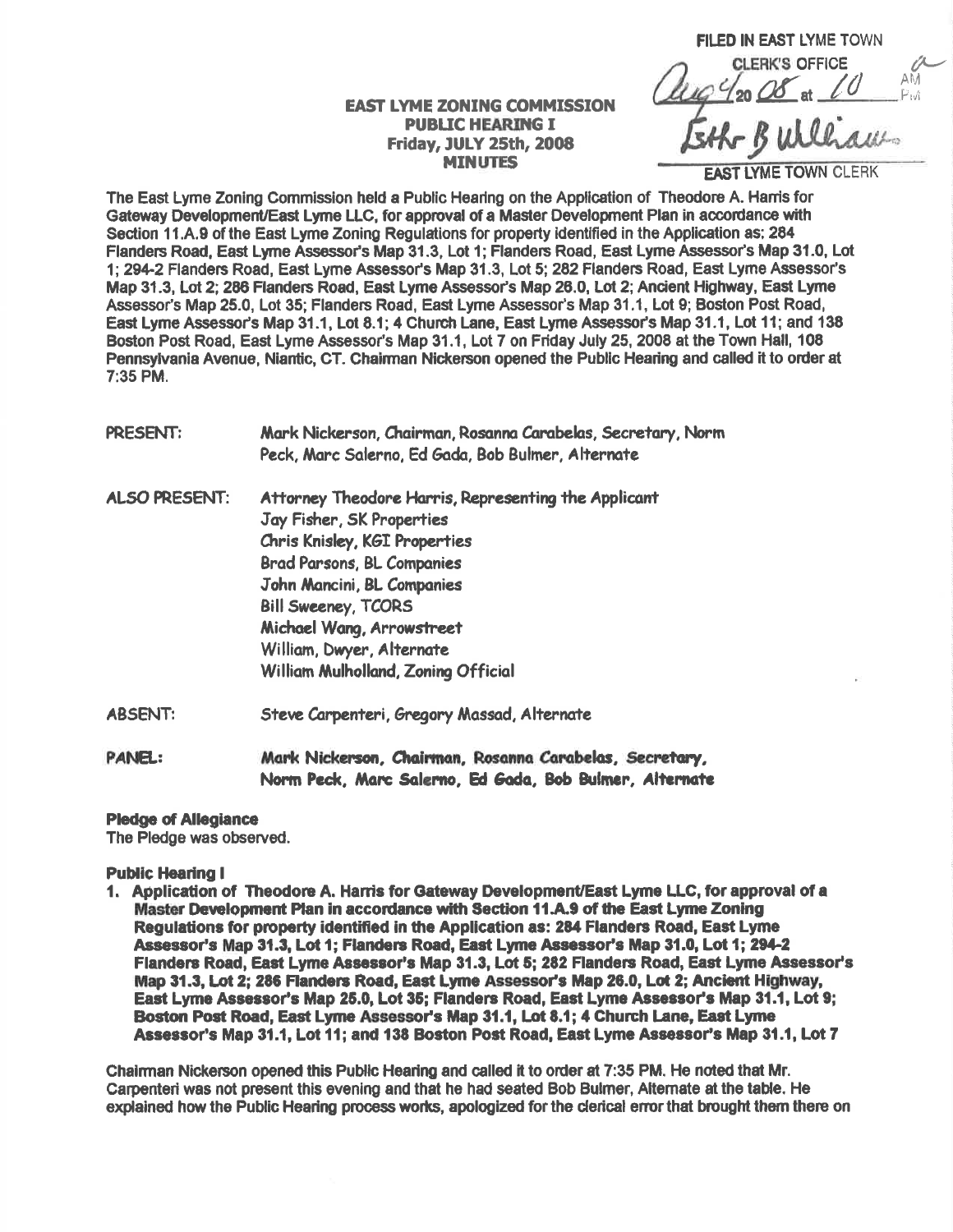FILED IN EAST LYME TOWN CLERK'S OFFICE

Aug 4 20 08 at 10 AM

Esther B Williams

EAST LYME TOWN CLERK

**EAST LYME ZONING COMMISSION**
**PUBLIC HEARING I**
**Friday, JULY 25th, 2008**
**MINUTES**

The East Lyme Zoning Commission held a Public Hearing on the Application of Theodore A. Harris for Gateway Development/East Lyme LLC, for approval of a Master Development Plan in accordance with Section 11.A.9 of the East Lyme Zoning Regulations for property identified in the Application as: 284 Flanders Road, East Lyme Assessor's Map 31.3, Lot 1; Flanders Road, East Lyme Assessor's Map 31.0, Lot 1; 294-2 Flanders Road, East Lyme Assessor's Map 31.3, Lot 5; 282 Flanders Road, East Lyme Assessor's Map 31.3, Lot 2; 286 Flanders Road, East Lyme Assessor's Map 26.0, Lot 2; Ancient Highway, East Lyme Assessor's Map 25.0, Lot 35; Flanders Road, East Lyme Assessor's Map 31.1, Lot 9; Boston Post Road, East Lyme Assessor's Map 31.1, Lot 8.1; 4 Church Lane, East Lyme Assessor's Map 31.1, Lot 11; and 138 Boston Post Road, East Lyme Assessor's Map 31.1, Lot 7 on Friday July 25, 2008 at the Town Hall, 108 Pennsylvania Avenue, Niantic, CT. Chairman Nickerson opened the Public Hearing and called it to order at 7:35 PM.

PRESENT: Mark Nickerson, Chairman, Rosanna Carabelas, Secretary, Norm Peck, Marc Salerno, Ed Gada, Bob Bulmer, Alternate

ALSO PRESENT: Attorney Theodore Harris, Representing the Applicant
Jay Fisher, SK Properties
Chris Knisley, KGI Properties
Brad Parsons, BL Companies
John Mancini, BL Companies
Bill Sweeney, TCORS
Michael Wang, Arrowstreet
William, Dwyer, Alternate
William Mulholland, Zoning Official

ABSENT: Steve Carpenteri, Gregory Massad, Alternate

**PANEL: Mark Nickerson, Chairman, Rosanna Carabelas, Secretary, Norm Peck, Marc Salerno, Ed Gada, Bob Bulmer, Alternate**

**Pledge of Allegiance**
The Pledge was observed.

**Public Hearing I**

1. **Application of Theodore A. Harris for Gateway Development/East Lyme LLC, for approval of a Master Development Plan in accordance with Section 11.A.9 of the East Lyme Zoning Regulations for property identified in the Application as: 284 Flanders Road, East Lyme Assessor's Map 31.3, Lot 1; Flanders Road, East Lyme Assessor's Map 31.0, Lot 1; 294-2 Flanders Road, East Lyme Assessor's Map 31.3, Lot 5; 282 Flanders Road, East Lyme Assessor's Map 31.3, Lot 2; 286 Flanders Road, East Lyme Assessor's Map 26.0, Lot 2; Ancient Highway, East Lyme Assessor's Map 25.0, Lot 35; Flanders Road, East Lyme Assessor's Map 31.1, Lot 9; Boston Post Road, East Lyme Assessor's Map 31.1, Lot 8.1; 4 Church Lane, East Lyme Assessor's Map 31.1, Lot 11; and 138 Boston Post Road, East Lyme Assessor's Map 31.1, Lot 7**

Chairman Nickerson opened this Public Hearing and called it to order at 7:35 PM. He noted that Mr. Carpenteri was not present this evening and that he had seated Bob Bulmer, Alternate at the table. He explained how the Public Hearing process works, apologized for the clerical error that brought them there on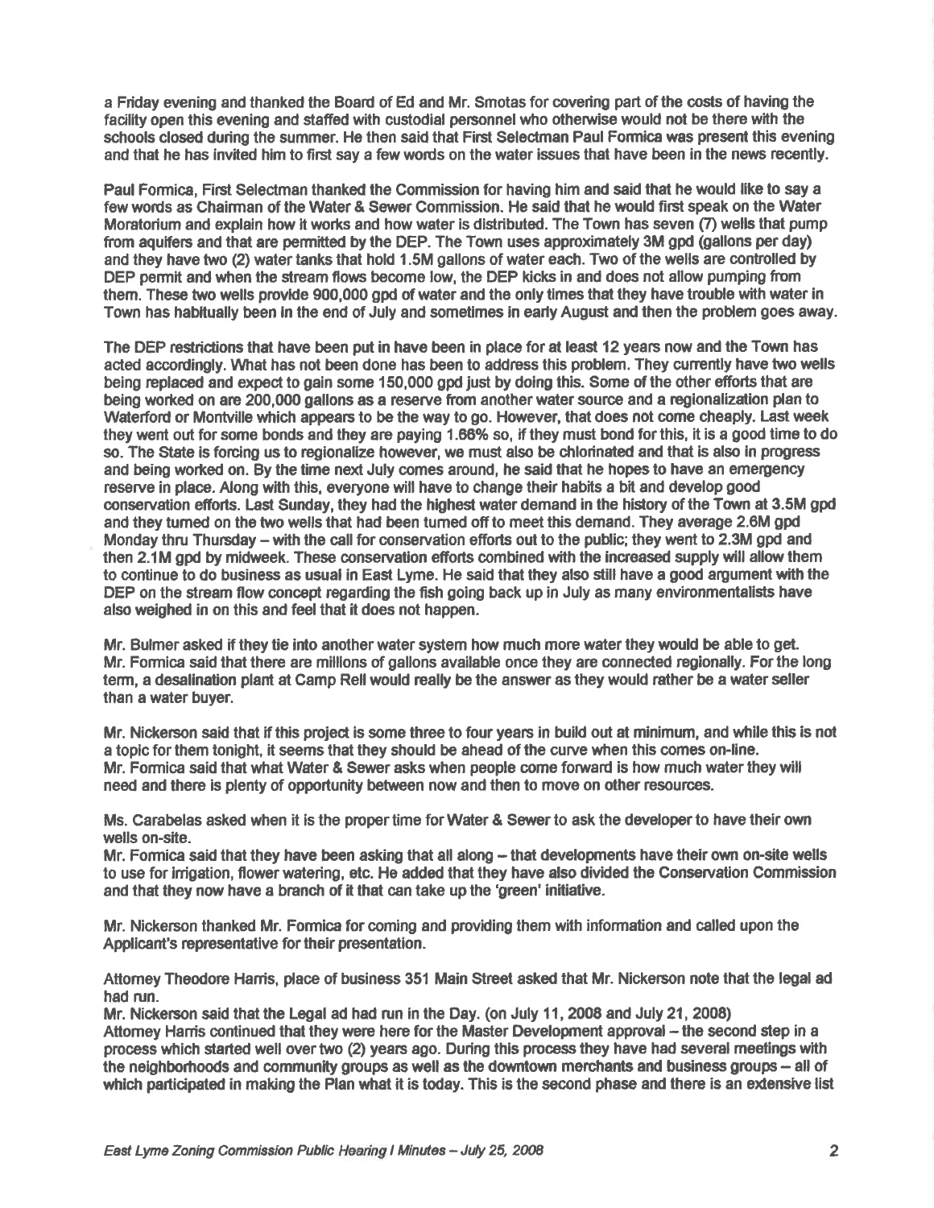a Friday evening and thanked the Board of Ed and Mr. Smotas for covering part of the costs of having the facility open this evening and staffed with custodial personnel who otherwise would not be there with the schools closed during the summer. He then said that First Selectman Paul Formica was present this evening and that he has invited him to first say a few words on the water issues that have been in the news recently.

Paul Formica, First Selectman thanked the Commission for having him and said that he would like to say a few words as Chairman of the Water & Sewer Commission. He said that he would first speak on the Water Moratorium and explain how it works and how water is distributed. The Town has seven (7) wells that pump from aquifers and that are permitted by the DEP. The Town uses approximately 3M gpd (gallons per day) and they have two (2) water tanks that hold 1.5M gallons of water each. Two of the wells are controlled by DEP permit and when the stream flows become low, the DEP kicks in and does not allow pumping from them. These two wells provide 900,000 gpd of water and the only times that they have trouble with water in Town has habitually been in the end of July and sometimes in early August and then the problem goes away.

The DEP restrictions that have been put in have been in place for at least 12 years now and the Town has acted accordingly. What has not been done has been to address this problem. They currently have two wells being replaced and expect to gain some 150,000 gpd just by doing this. Some of the other efforts that are being worked on are 200,000 gallons as a reserve from another water source and a regionalization plan to Waterford or Montville which appears to be the way to go. However, that does not come cheaply. Last week they went out for some bonds and they are paying 1.66% so, if they must bond for this, it is a good time to do so. The State is forcing us to regionalize however, we must also be chlorinated and that is also in progress and being worked on. By the time next July comes around, he said that he hopes to have an emergency reserve in place. Along with this, everyone will have to change their habits a bit and develop good conservation efforts. Last Sunday, they had the highest water demand in the history of the Town at 3.5M gpd and they turned on the two wells that had been turned off to meet this demand. They average 2.6M gpd Monday thru Thursday – with the call for conservation efforts out to the public; they went to 2.3M gpd and then 2.1M gpd by midweek. These conservation efforts combined with the increased supply will allow them to continue to do business as usual in East Lyme. He said that they also still have a good argument with the DEP on the stream flow concept regarding the fish going back up in July as many environmentalists have also weighed in on this and feel that it does not happen.

Mr. Bulmer asked if they tie into another water system how much more water they would be able to get.
Mr. Formica said that there are millions of gallons available once they are connected regionally. For the long term, a desalination plant at Camp Rell would really be the answer as they would rather be a water seller than a water buyer.

Mr. Nickerson said that if this project is some three to four years in build out at minimum, and while this is not a topic for them tonight, it seems that they should be ahead of the curve when this comes on-line.
Mr. Formica said that what Water & Sewer asks when people come forward is how much water they will need and there is plenty of opportunity between now and then to move on other resources.

Ms. Carabelas asked when it is the proper time for Water & Sewer to ask the developer to have their own wells on-site.
Mr. Formica said that they have been asking that all along – that developments have their own on-site wells to use for irrigation, flower watering, etc. He added that they have also divided the Conservation Commission and that they now have a branch of it that can take up the 'green' initiative.

Mr. Nickerson thanked Mr. Formica for coming and providing them with information and called upon the Applicant's representative for their presentation.

Attorney Theodore Harris, place of business 351 Main Street asked that Mr. Nickerson note that the legal ad had run.
Mr. Nickerson said that the Legal ad had run in the Day. (on July 11, 2008 and July 21, 2008)
Attorney Harris continued that they were here for the Master Development approval – the second step in a process which started well over two (2) years ago. During this process they have had several meetings with the neighborhoods and community groups as well as the downtown merchants and business groups – all of which participated in making the Plan what it is today. This is the second phase and there is an extensive list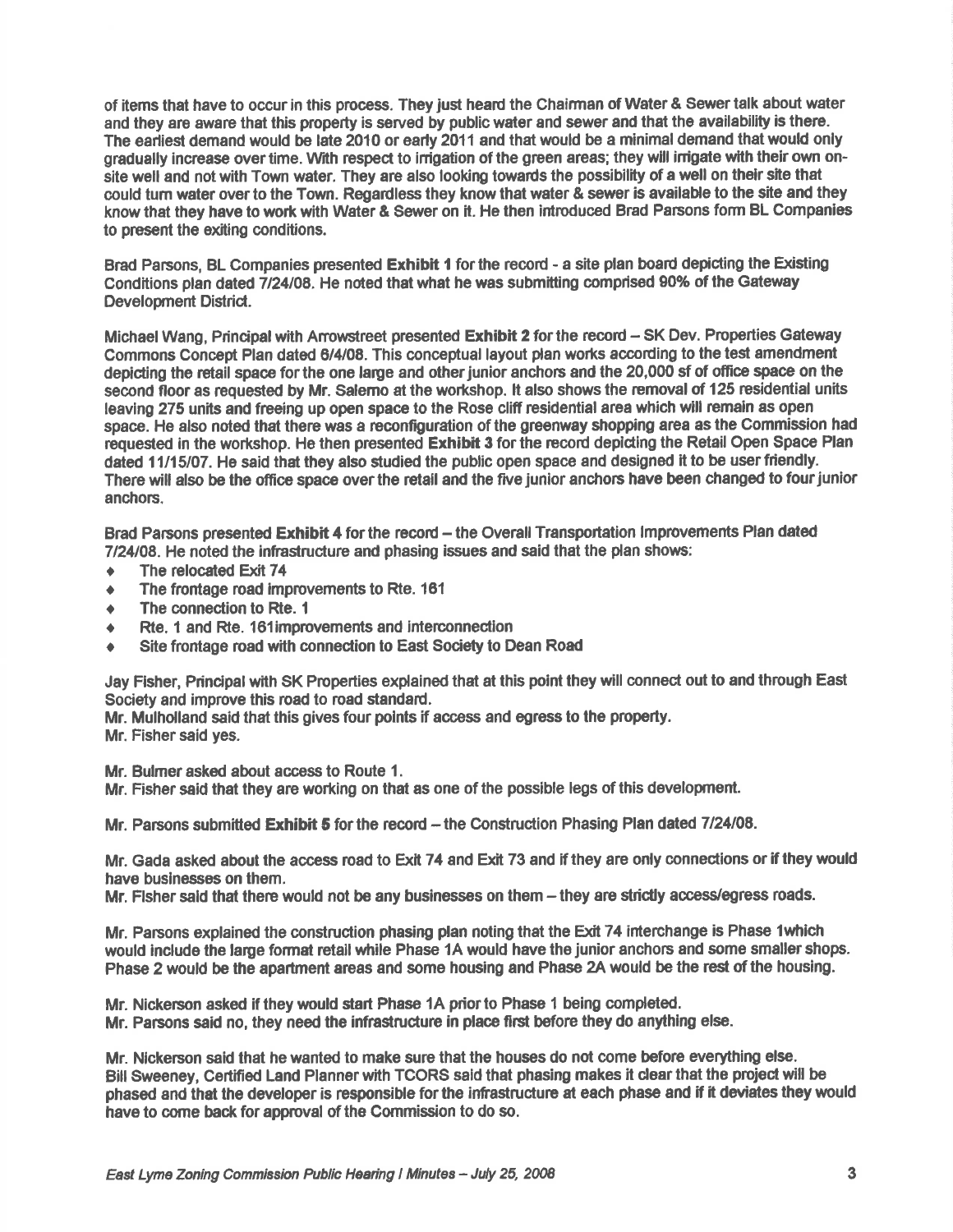of items that have to occur in this process. They just heard the Chairman of Water & Sewer talk about water and they are aware that this property is served by public water and sewer and that the availability is there. The earliest demand would be late 2010 or early 2011 and that would be a minimal demand that would only gradually increase over time. With respect to irrigation of the green areas; they will irrigate with their own on-site well and not with Town water. They are also looking towards the possibility of a well on their site that could turn water over to the Town. Regardless they know that water & sewer is available to the site and they know that they have to work with Water & Sewer on it. He then introduced Brad Parsons form BL Companies to present the exiting conditions.

Brad Parsons, BL Companies presented **Exhibit 1** for the record - a site plan board depicting the Existing Conditions plan dated 7/24/08. He noted that what he was submitting comprised 90% of the Gateway Development District.

Michael Wang, Principal with Arrowstreet presented **Exhibit 2** for the record – SK Dev. Properties Gateway Commons Concept Plan dated 6/4/08. This conceptual layout plan works according to the test amendment depicting the retail space for the one large and other junior anchors and the 20,000 sf of office space on the second floor as requested by Mr. Salerno at the workshop. It also shows the removal of 125 residential units leaving 275 units and freeing up open space to the Rose cliff residential area which will remain as open space. He also noted that there was a reconfiguration of the greenway shopping area as the Commission had requested in the workshop. He then presented **Exhibit 3** for the record depicting the Retail Open Space Plan dated 11/15/07. He said that they also studied the public open space and designed it to be user friendly. There will also be the office space over the retail and the five junior anchors have been changed to four junior anchors.

Brad Parsons presented **Exhibit 4** for the record – the Overall Transportation Improvements Plan dated 7/24/08. He noted the infrastructure and phasing issues and said that the plan shows:

- The relocated Exit 74
- The frontage road improvements to Rte. 161
- The connection to Rte. 1
- Rte. 1 and Rte. 161improvements and interconnection
- Site frontage road with connection to East Society to Dean Road

Jay Fisher, Principal with SK Properties explained that at this point they will connect out to and through East Society and improve this road to road standard.
Mr. Mulholland said that this gives four points if access and egress to the property.
Mr. Fisher said yes.

Mr. Bulmer asked about access to Route 1.
Mr. Fisher said that they are working on that as one of the possible legs of this development.

Mr. Parsons submitted **Exhibit 5** for the record – the Construction Phasing Plan dated 7/24/08.

Mr. Gada asked about the access road to Exit 74 and Exit 73 and if they are only connections or if they would have businesses on them.
Mr. Fisher said that there would not be any businesses on them – they are strictly access/egress roads.

Mr. Parsons explained the construction phasing plan noting that the Exit 74 interchange is Phase 1which would include the large format retail while Phase 1A would have the junior anchors and some smaller shops. Phase 2 would be the apartment areas and some housing and Phase 2A would be the rest of the housing.

Mr. Nickerson asked if they would start Phase 1A prior to Phase 1 being completed.
Mr. Parsons said no, they need the infrastructure in place first before they do anything else.

Mr. Nickerson said that he wanted to make sure that the houses do not come before everything else.
Bill Sweeney, Certified Land Planner with TCORS said that phasing makes it clear that the project will be phased and that the developer is responsible for the infrastructure at each phase and if it deviates they would have to come back for approval of the Commission to do so.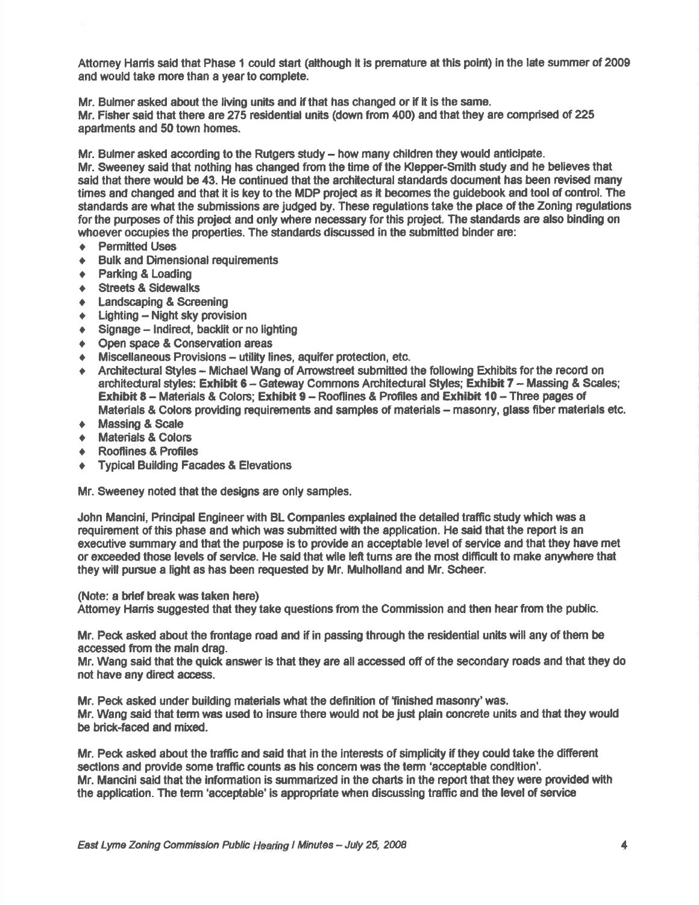Attorney Harris said that Phase 1 could start (although it is premature at this point) in the late summer of 2009 and would take more than a year to complete.

Mr. Bulmer asked about the living units and if that has changed or if it is the same.
Mr. Fisher said that there are 275 residential units (down from 400) and that they are comprised of 225 apartments and 50 town homes.

Mr. Bulmer asked according to the Rutgers study – how many children they would anticipate.
Mr. Sweeney said that nothing has changed from the time of the Klepper-Smith study and he believes that said that there would be 43. He continued that the architectural standards document has been revised many times and changed and that it is key to the MDP project as it becomes the guidebook and tool of control. The standards are what the submissions are judged by. These regulations take the place of the Zoning regulations for the purposes of this project and only where necessary for this project. The standards are also binding on whoever occupies the properties. The standards discussed in the submitted binder are:

- Permitted Uses
- Bulk and Dimensional requirements
- Parking & Loading
- Streets & Sidewalks
- Landscaping & Screening
- Lighting – Night sky provision
- Signage – Indirect, backlit or no lighting
- Open space & Conservation areas
- Miscellaneous Provisions – utility lines, aquifer protection, etc.
- Architectural Styles – Michael Wang of Arrowstreet submitted the following Exhibits for the record on architectural styles: **Exhibit 6** – Gateway Commons Architectural Styles; **Exhibit 7** – Massing & Scales; **Exhibit 8** – Materials & Colors; **Exhibit 9** – Rooflines & Profiles and **Exhibit 10** – Three pages of Materials & Colors providing requirements and samples of materials – masonry, glass fiber materials etc.
- Massing & Scale
- Materials & Colors
- Rooflines & Profiles
- Typical Building Facades & Elevations

Mr. Sweeney noted that the designs are only samples.

John Mancini, Principal Engineer with BL Companies explained the detailed traffic study which was a requirement of this phase and which was submitted with the application. He said that the report is an executive summary and that the purpose is to provide an acceptable level of service and that they have met or exceeded those levels of service. He said that wile left turns are the most difficult to make anywhere that they will pursue a light as has been requested by Mr. Mulholland and Mr. Scheer.

(Note: a brief break was taken here)
Attorney Harris suggested that they take questions from the Commission and then hear from the public.

Mr. Peck asked about the frontage road and if in passing through the residential units will any of them be accessed from the main drag.
Mr. Wang said that the quick answer is that they are all accessed off of the secondary roads and that they do not have any direct access.

Mr. Peck asked under building materials what the definition of 'finished masonry' was.
Mr. Wang said that term was used to insure there would not be just plain concrete units and that they would be brick-faced and mixed.

Mr. Peck asked about the traffic and said that in the interests of simplicity if they could take the different sections and provide some traffic counts as his concern was the term 'acceptable condition'.
Mr. Mancini said that the information is summarized in the charts in the report that they were provided with the application. The term 'acceptable' is appropriate when discussing traffic and the level of service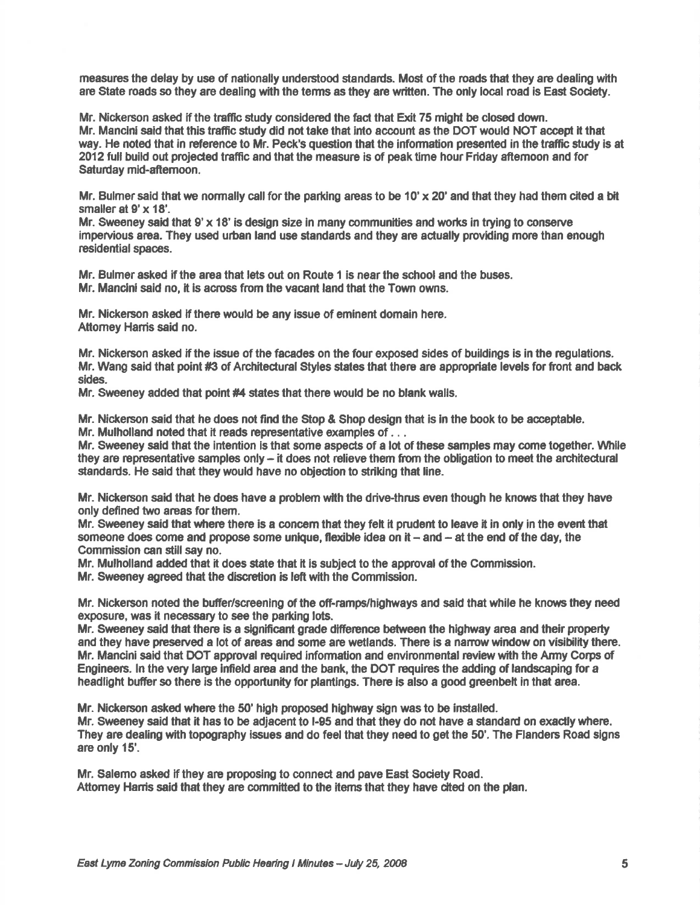measures the delay by use of nationally understood standards. Most of the roads that they are dealing with are State roads so they are dealing with the terms as they are written. The only local road is East Society.

Mr. Nickerson asked if the traffic study considered the fact that Exit 75 might be closed down.
Mr. Mancini said that this traffic study did not take that into account as the DOT would NOT accept it that way. He noted that in reference to Mr. Peck's question that the information presented in the traffic study is at 2012 full build out projected traffic and that the measure is of peak time hour Friday afternoon and for Saturday mid-afternoon.

Mr. Bulmer said that we normally call for the parking areas to be 10' x 20' and that they had them cited a bit smaller at 9' x 18'.
Mr. Sweeney said that 9' x 18' is design size in many communities and works in trying to conserve impervious area. They used urban land use standards and they are actually providing more than enough residential spaces.

Mr. Bulmer asked if the area that lets out on Route 1 is near the school and the buses.
Mr. Mancini said no, it is across from the vacant land that the Town owns.

Mr. Nickerson asked if there would be any issue of eminent domain here.
Attorney Harris said no.

Mr. Nickerson asked if the issue of the facades on the four exposed sides of buildings is in the regulations.
Mr. Wang said that point #3 of Architectural Styles states that there are appropriate levels for front and back sides.
Mr. Sweeney added that point #4 states that there would be no blank walls.

Mr. Nickerson said that he does not find the Stop & Shop design that is in the book to be acceptable.
Mr. Mulholland noted that it reads representative examples of . . .
Mr. Sweeney said that the intention is that some aspects of a lot of these samples may come together. While they are representative samples only – it does not relieve them from the obligation to meet the architectural standards. He said that they would have no objection to striking that line.

Mr. Nickerson said that he does have a problem with the drive-thrus even though he knows that they have only defined two areas for them.
Mr. Sweeney said that where there is a concern that they felt it prudent to leave it in only in the event that someone does come and propose some unique, flexible idea on it – and – at the end of the day, the Commission can still say no.
Mr. Mulholland added that it does state that it is subject to the approval of the Commission.
Mr. Sweeney agreed that the discretion is left with the Commission.

Mr. Nickerson noted the buffer/screening of the off-ramps/highways and said that while he knows they need exposure, was it necessary to see the parking lots.
Mr. Sweeney said that there is a significant grade difference between the highway area and their property and they have preserved a lot of areas and some are wetlands. There is a narrow window on visibility there.
Mr. Mancini said that DOT approval required information and environmental review with the Army Corps of Engineers. In the very large infield area and the bank, the DOT requires the adding of landscaping for a headlight buffer so there is the opportunity for plantings. There is also a good greenbelt in that area.

Mr. Nickerson asked where the 50' high proposed highway sign was to be installed.
Mr. Sweeney said that it has to be adjacent to I-95 and that they do not have a standard on exactly where. They are dealing with topography issues and do feel that they need to get the 50'. The Flanders Road signs are only 15'.

Mr. Salerno asked if they are proposing to connect and pave East Society Road.
Attorney Harris said that they are committed to the items that they have cited on the plan.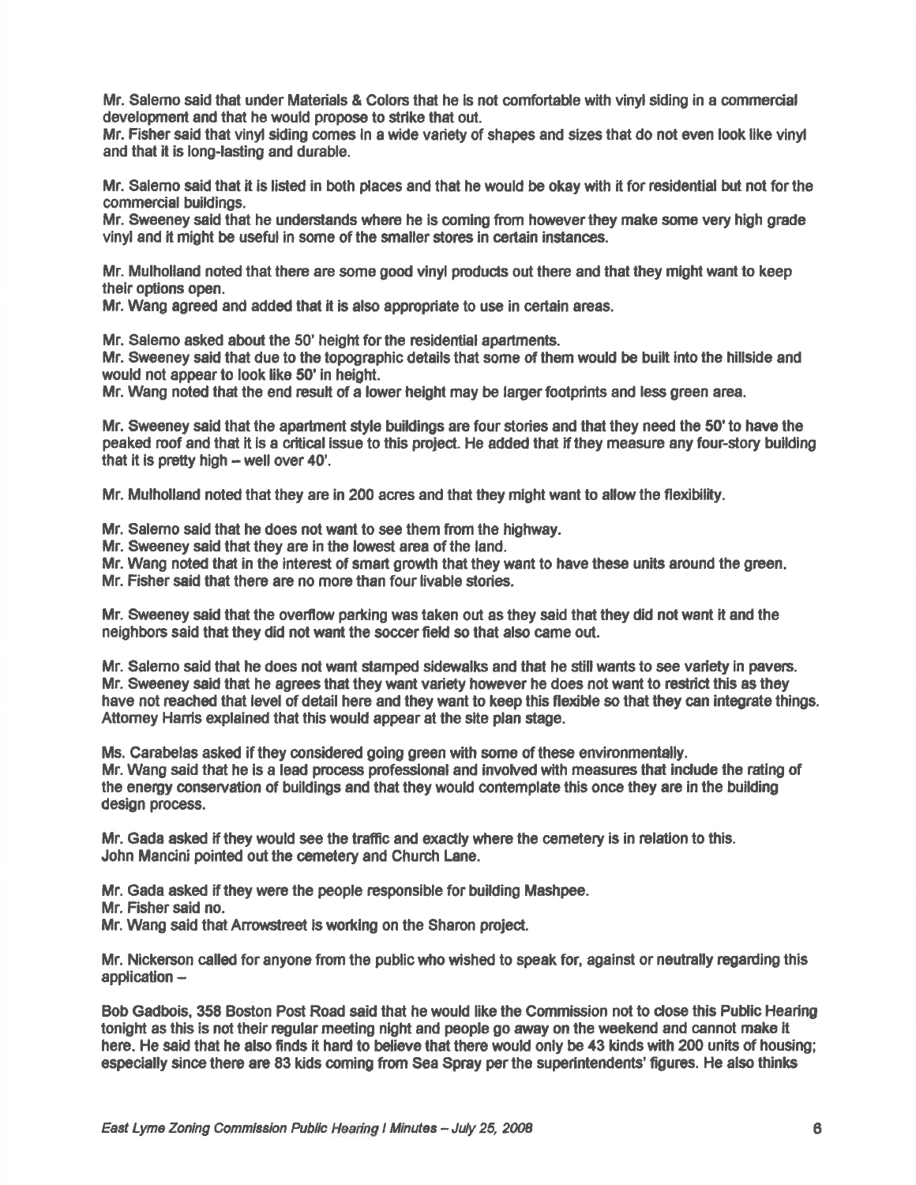Mr. Salerno said that under Materials & Colors that he is not comfortable with vinyl siding in a commercial development and that he would propose to strike that out.
Mr. Fisher said that vinyl siding comes in a wide variety of shapes and sizes that do not even look like vinyl and that it is long-lasting and durable.

Mr. Salerno said that it is listed in both places and that he would be okay with it for residential but not for the commercial buildings.
Mr. Sweeney said that he understands where he is coming from however they make some very high grade vinyl and it might be useful in some of the smaller stores in certain instances.

Mr. Mulholland noted that there are some good vinyl products out there and that they might want to keep their options open.
Mr. Wang agreed and added that it is also appropriate to use in certain areas.

Mr. Salerno asked about the 50' height for the residential apartments.
Mr. Sweeney said that due to the topographic details that some of them would be built into the hillside and would not appear to look like 50' in height.
Mr. Wang noted that the end result of a lower height may be larger footprints and less green area.

Mr. Sweeney said that the apartment style buildings are four stories and that they need the 50' to have the peaked roof and that it is a critical issue to this project. He added that if they measure any four-story building that it is pretty high – well over 40'.

Mr. Mulholland noted that they are in 200 acres and that they might want to allow the flexibility.

Mr. Salerno said that he does not want to see them from the highway.
Mr. Sweeney said that they are in the lowest area of the land.
Mr. Wang noted that in the interest of smart growth that they want to have these units around the green.
Mr. Fisher said that there are no more than four livable stories.

Mr. Sweeney said that the overflow parking was taken out as they said that they did not want it and the neighbors said that they did not want the soccer field so that also came out.

Mr. Salerno said that he does not want stamped sidewalks and that he still wants to see variety in pavers.
Mr. Sweeney said that he agrees that they want variety however he does not want to restrict this as they have not reached that level of detail here and they want to keep this flexible so that they can integrate things.
Attorney Harris explained that this would appear at the site plan stage.

Ms. Carabelas asked if they considered going green with some of these environmentally.
Mr. Wang said that he is a lead process professional and involved with measures that include the rating of the energy conservation of buildings and that they would contemplate this once they are in the building design process.

Mr. Gada asked if they would see the traffic and exactly where the cemetery is in relation to this.
John Mancini pointed out the cemetery and Church Lane.

Mr. Gada asked if they were the people responsible for building Mashpee.
Mr. Fisher said no.
Mr. Wang said that Arrowstreet is working on the Sharon project.

Mr. Nickerson called for anyone from the public who wished to speak for, against or neutrally regarding this application –

Bob Gadbois, 358 Boston Post Road said that he would like the Commission not to close this Public Hearing tonight as this is not their regular meeting night and people go away on the weekend and cannot make it here. He said that he also finds it hard to believe that there would only be 43 kinds with 200 units of housing; especially since there are 83 kids coming from Sea Spray per the superintendents' figures. He also thinks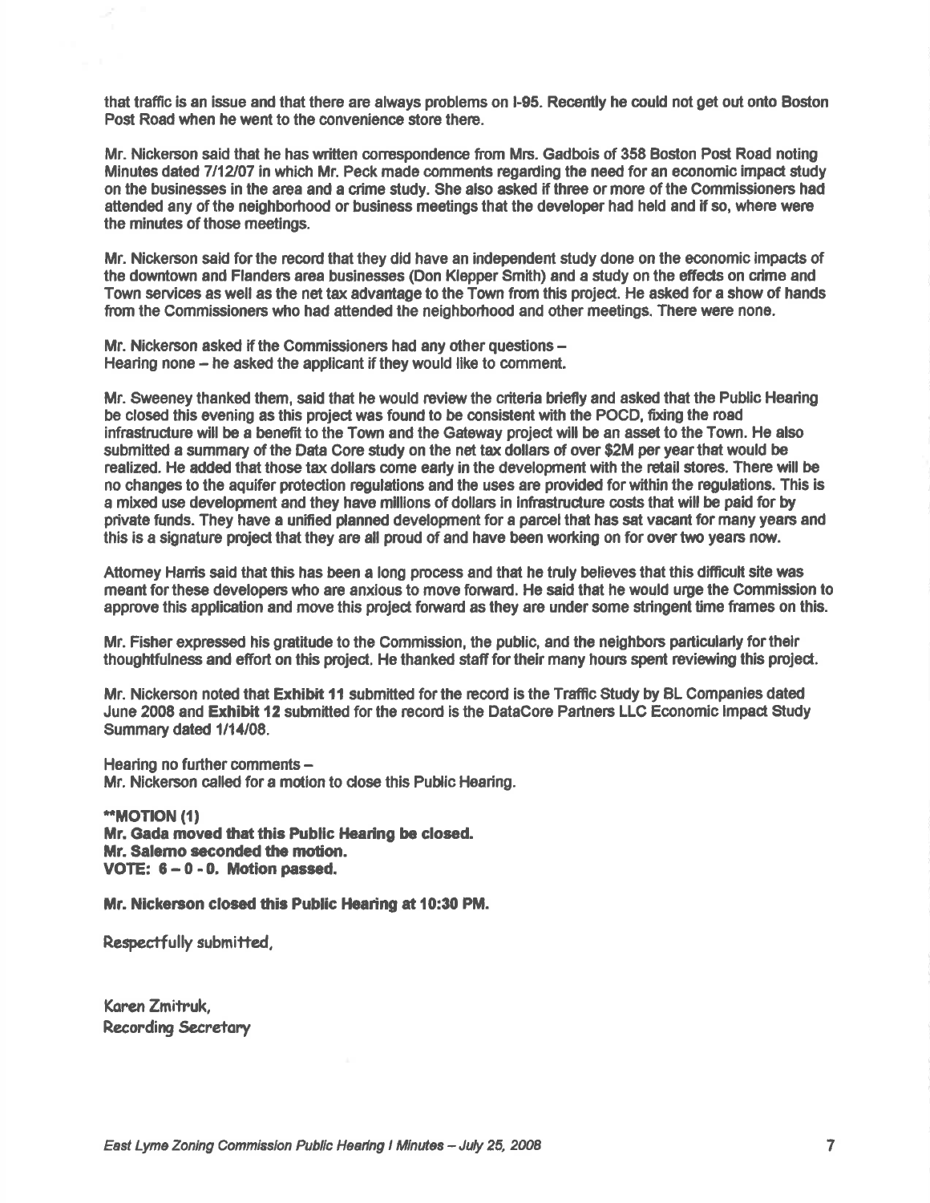that traffic is an issue and that there are always problems on I-95. Recently he could not get out onto Boston Post Road when he went to the convenience store there.

Mr. Nickerson said that he has written correspondence from Mrs. Gadbois of 358 Boston Post Road noting Minutes dated 7/12/07 in which Mr. Peck made comments regarding the need for an economic impact study on the businesses in the area and a crime study. She also asked if three or more of the Commissioners had attended any of the neighborhood or business meetings that the developer had held and if so, where were the minutes of those meetings.

Mr. Nickerson said for the record that they did have an independent study done on the economic impacts of the downtown and Flanders area businesses (Don Klepper Smith) and a study on the effects on crime and Town services as well as the net tax advantage to the Town from this project. He asked for a show of hands from the Commissioners who had attended the neighborhood and other meetings. There were none.

Mr. Nickerson asked if the Commissioners had any other questions –
Hearing none – he asked the applicant if they would like to comment.

Mr. Sweeney thanked them, said that he would review the criteria briefly and asked that the Public Hearing be closed this evening as this project was found to be consistent with the POCD, fixing the road infrastructure will be a benefit to the Town and the Gateway project will be an asset to the Town. He also submitted a summary of the Data Core study on the net tax dollars of over $2M per year that would be realized. He added that those tax dollars come early in the development with the retail stores. There will be no changes to the aquifer protection regulations and the uses are provided for within the regulations. This is a mixed use development and they have millions of dollars in infrastructure costs that will be paid for by private funds. They have a unified planned development for a parcel that has sat vacant for many years and this is a signature project that they are all proud of and have been working on for over two years now.

Attorney Harris said that this has been a long process and that he truly believes that this difficult site was meant for these developers who are anxious to move forward. He said that he would urge the Commission to approve this application and move this project forward as they are under some stringent time frames on this.

Mr. Fisher expressed his gratitude to the Commission, the public, and the neighbors particularly for their thoughtfulness and effort on this project. He thanked staff for their many hours spent reviewing this project.

Mr. Nickerson noted that **Exhibit 11** submitted for the record is the Traffic Study by BL Companies dated June 2008 and **Exhibit 12** submitted for the record is the DataCore Partners LLC Economic Impact Study Summary dated 1/14/08.

Hearing no further comments –
Mr. Nickerson called for a motion to close this Public Hearing.

****MOTION (1)**
**Mr. Gada moved that this Public Hearing be closed.**
**Mr. Salerno seconded the motion.**
**VOTE: 6 – 0 - 0. Motion passed.**

**Mr. Nickerson closed this Public Hearing at 10:30 PM.**

Respectfully submitted,

Karen Zmitruk,
Recording Secretary